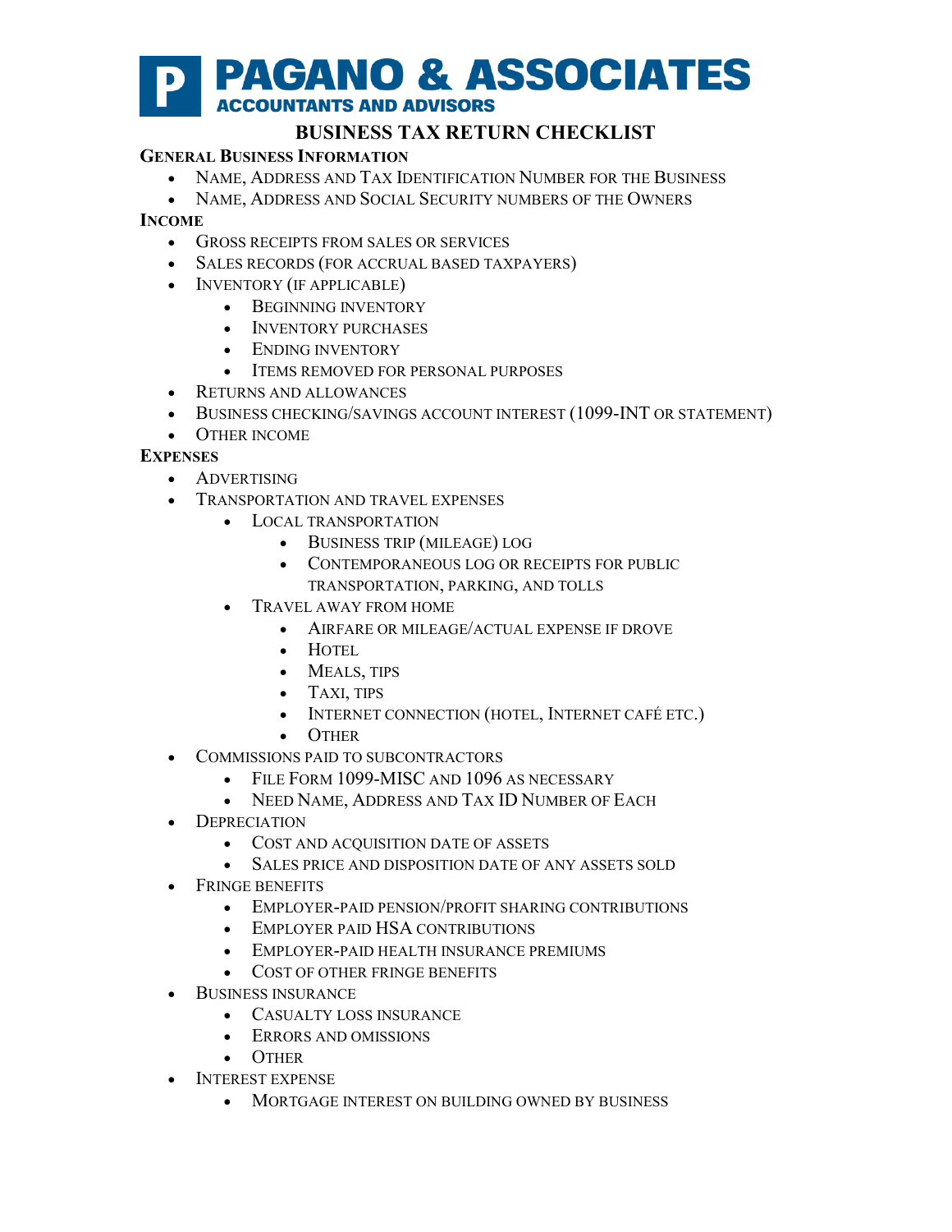# PAGANO & ASSOCIATES

**ACCOUNTANTS AND ADVISORS**

## BUSINESS TAX RETURN CHECKLIST

### General Business Information

- Name, Address and Tax Identification Number for the Business
- Name, Address and Social Security numbers of the Owners

### Income

- Gross receipts from sales or services
- Sales records (for accrual based taxpayers)
- Inventory (if applicable)
  - Beginning inventory
  - Inventory purchases
  - Ending inventory
  - Items removed for personal purposes
- Returns and allowances
- Business checking/savings account interest (1099-INT or statement)
- Other income

### Expenses

- Advertising
- Transportation and travel expenses
  - Local transportation
    - Business trip (mileage) log
    - Contemporaneous log or receipts for public transportation, parking, and tolls
  - Travel away from home
    - Airfare or mileage/actual expense if drove
    - Hotel
    - Meals, tips
    - Taxi, tips
    - Internet connection (hotel, Internet café etc.)
    - Other
- Commissions paid to subcontractors
  - File Form 1099-MISC and 1096 as necessary
  - Need Name, Address and Tax ID Number of Each
- Depreciation
  - Cost and acquisition date of assets
  - Sales price and disposition date of any assets sold
- Fringe benefits
  - Employer-paid pension/profit sharing contributions
  - Employer paid HSA contributions
  - Employer-paid health insurance premiums
  - Cost of other fringe benefits
- Business insurance
  - Casualty loss insurance
  - Errors and omissions
  - Other
- Interest expense
  - Mortgage interest on building owned by business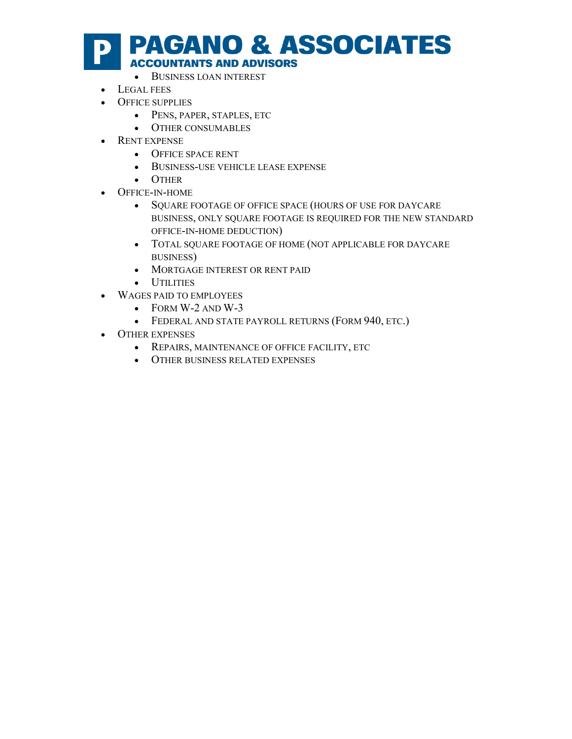- Business loan interest
- Legal fees
- Office supplies
    - Pens, paper, staples, etc
    - Other consumables
- Rent expense
    - Office space rent
    - Business-use vehicle lease expense
    - Other
- Office-in-home
    - Square footage of office space (hours of use for daycare business, only square footage is required for the new standard office-in-home deduction)
    - Total square footage of home (not applicable for daycare business)
    - Mortgage interest or rent paid
    - Utilities
- Wages paid to employees
    - Form W-2 and W-3
    - Federal and state payroll returns (Form 940, etc.)
- Other expenses
    - Repairs, maintenance of office facility, etc
    - Other business related expenses